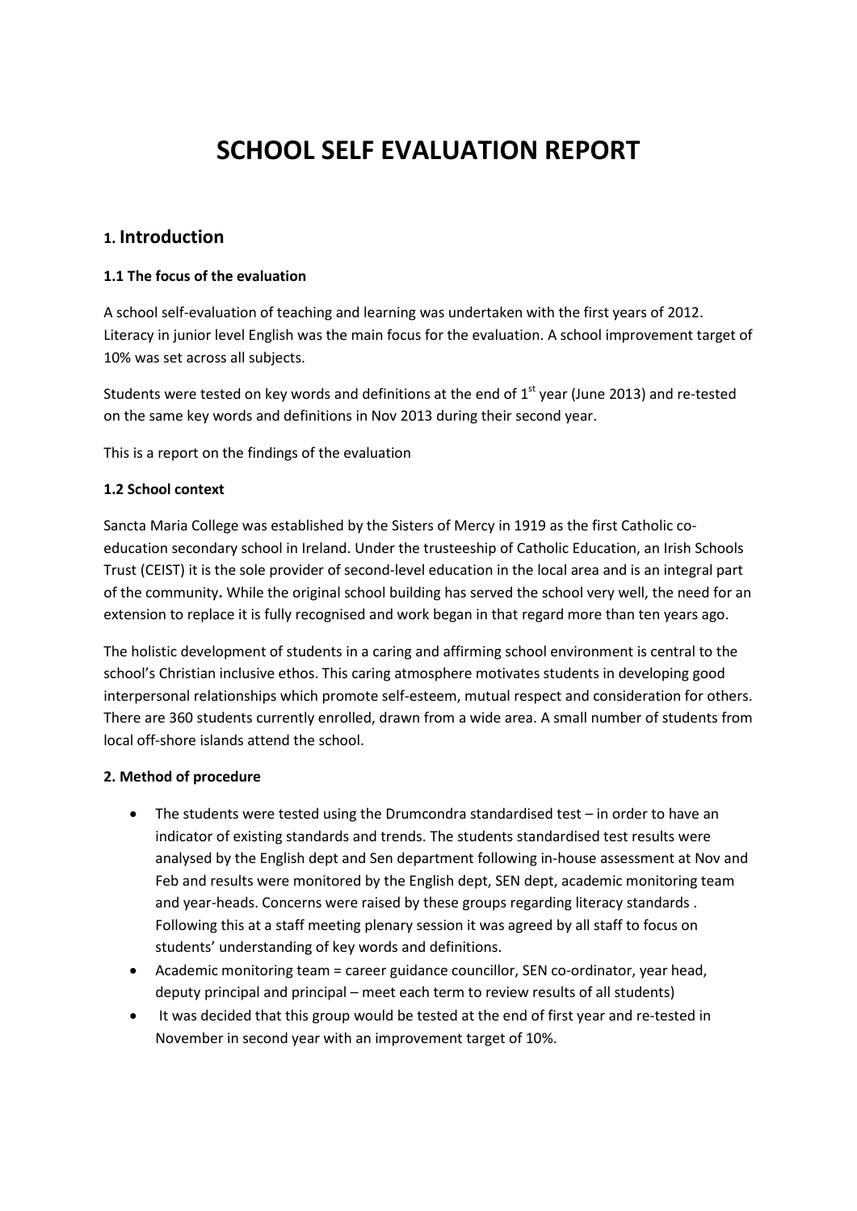# SCHOOL SELF EVALUATION REPORT

## 1. Introduction

### 1.1 The focus of the evaluation

A school self-evaluation of teaching and learning was undertaken with the first years of 2012. Literacy in junior level English was the main focus for the evaluation. A school improvement target of 10% was set across all subjects.

Students were tested on key words and definitions at the end of 1st year (June 2013) and re-tested on the same key words and definitions in Nov 2013 during their second year.

This is a report on the findings of the evaluation

### 1.2 School context

Sancta Maria College was established by the Sisters of Mercy in 1919 as the first Catholic co-education secondary school in Ireland. Under the trusteeship of Catholic Education, an Irish Schools Trust (CEIST) it is the sole provider of second-level education in the local area and is an integral part of the community**.** While the original school building has served the school very well, the need for an extension to replace it is fully recognised and work began in that regard more than ten years ago.

The holistic development of students in a caring and affirming school environment is central to the school's Christian inclusive ethos. This caring atmosphere motivates students in developing good interpersonal relationships which promote self-esteem, mutual respect and consideration for others. There are 360 students currently enrolled, drawn from a wide area. A small number of students from local off-shore islands attend the school.

### 2. Method of procedure

- The students were tested using the Drumcondra standardised test – in order to have an indicator of existing standards and trends. The students standardised test results were analysed by the English dept and Sen department following in-house assessment at Nov and Feb and results were monitored by the English dept, SEN dept, academic monitoring team and year-heads. Concerns were raised by these groups regarding literacy standards . Following this at a staff meeting plenary session it was agreed by all staff to focus on students' understanding of key words and definitions.
- Academic monitoring team = career guidance councillor, SEN co-ordinator, year head, deputy principal and principal – meet each term to review results of all students)
- It was decided that this group would be tested at the end of first year and re-tested in November in second year with an improvement target of 10%.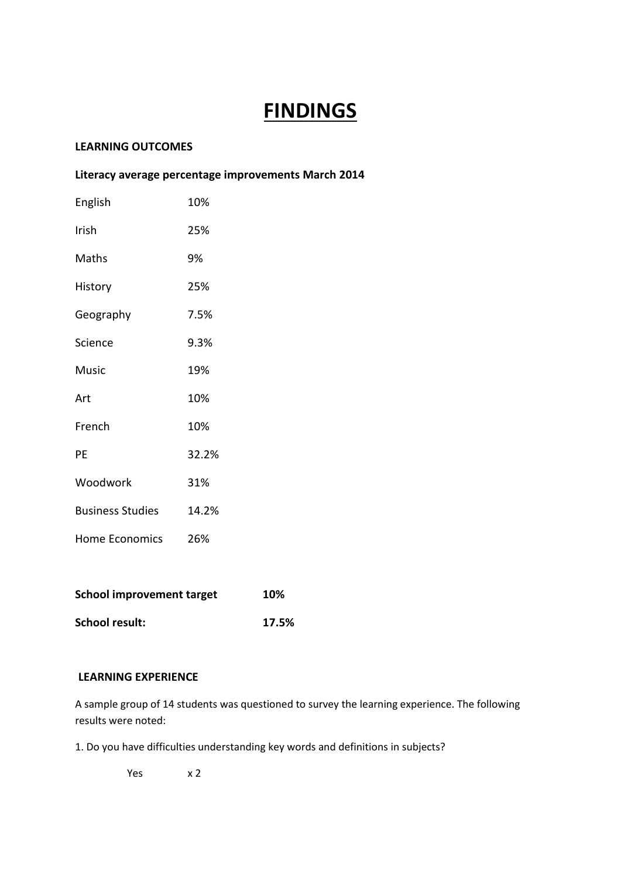# FINDINGS

**LEARNING OUTCOMES**

**Literacy average percentage improvements March 2014**

| Subject | Improvement |
|---|---|
| English | 10% |
| Irish | 25% |
| Maths | 9% |
| History | 25% |
| Geography | 7.5% |
| Science | 9.3% |
| Music | 19% |
| Art | 10% |
| French | 10% |
| PE | 32.2% |
| Woodwork | 31% |
| Business Studies | 14.2% |
| Home Economics | 26% |

| | |
|---|---|
| **School improvement target** | **10%** |
| **School result:** | **17.5%** |

**LEARNING EXPERIENCE**

A sample group of 14 students was questioned to survey the learning experience. The following results were noted:

1. Do you have difficulties understanding key words and definitions in subjects?

Yes x 2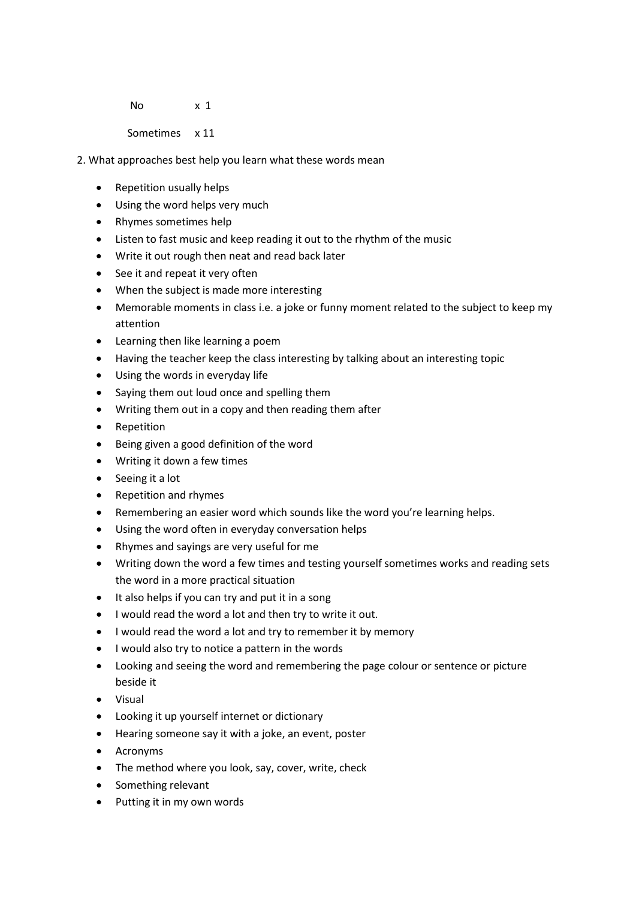No x 1

Sometimes x 11

2. What approaches best help you learn what these words mean

- Repetition usually helps
- Using the word helps very much
- Rhymes sometimes help
- Listen to fast music and keep reading it out to the rhythm of the music
- Write it out rough then neat and read back later
- See it and repeat it very often
- When the subject is made more interesting
- Memorable moments in class i.e. a joke or funny moment related to the subject to keep my attention
- Learning then like learning a poem
- Having the teacher keep the class interesting by talking about an interesting topic
- Using the words in everyday life
- Saying them out loud once and spelling them
- Writing them out in a copy and then reading them after
- Repetition
- Being given a good definition of the word
- Writing it down a few times
- Seeing it a lot
- Repetition and rhymes
- Remembering an easier word which sounds like the word you're learning helps.
- Using the word often in everyday conversation helps
- Rhymes and sayings are very useful for me
- Writing down the word a few times and testing yourself sometimes works and reading sets the word in a more practical situation
- It also helps if you can try and put it in a song
- I would read the word a lot and then try to write it out.
- I would read the word a lot and try to remember it by memory
- I would also try to notice a pattern in the words
- Looking and seeing the word and remembering the page colour or sentence or picture beside it
- Visual
- Looking it up yourself internet or dictionary
- Hearing someone say it with a joke, an event, poster
- Acronyms
- The method where you look, say, cover, write, check
- Something relevant
- Putting it in my own words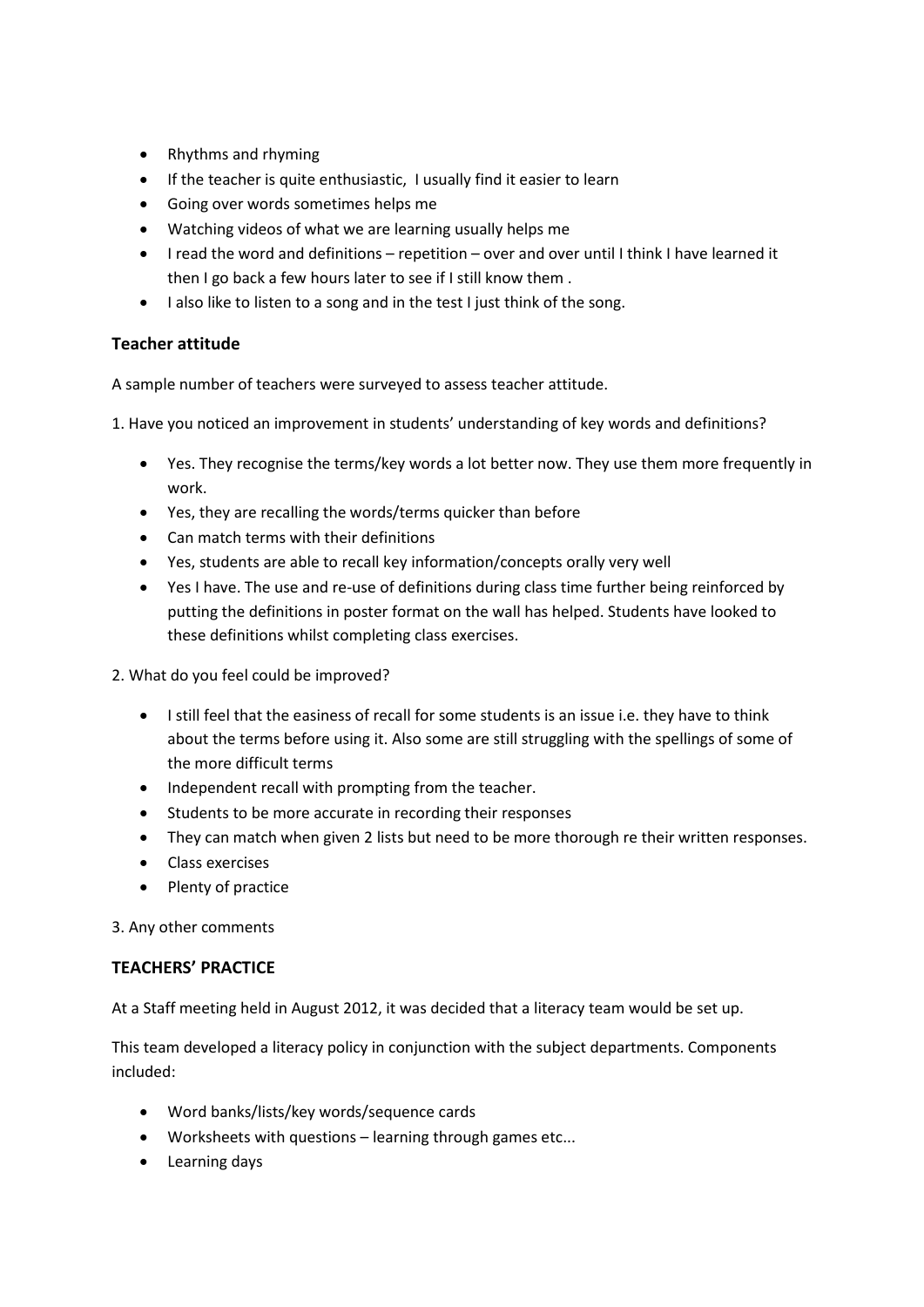- Rhythms and rhyming
- If the teacher is quite enthusiastic, I usually find it easier to learn
- Going over words sometimes helps me
- Watching videos of what we are learning usually helps me
- I read the word and definitions – repetition – over and over until I think I have learned it then I go back a few hours later to see if I still know them .
- I also like to listen to a song and in the test I just think of the song.

### Teacher attitude

A sample number of teachers were surveyed to assess teacher attitude.

1. Have you noticed an improvement in students' understanding of key words and definitions?

- Yes. They recognise the terms/key words a lot better now. They use them more frequently in work.
- Yes, they are recalling the words/terms quicker than before
- Can match terms with their definitions
- Yes, students are able to recall key information/concepts orally very well
- Yes I have. The use and re-use of definitions during class time further being reinforced by putting the definitions in poster format on the wall has helped. Students have looked to these definitions whilst completing class exercises.

2. What do you feel could be improved?

- I still feel that the easiness of recall for some students is an issue i.e. they have to think about the terms before using it. Also some are still struggling with the spellings of some of the more difficult terms
- Independent recall with prompting from the teacher.
- Students to be more accurate in recording their responses
- They can match when given 2 lists but need to be more thorough re their written responses.
- Class exercises
- Plenty of practice

3. Any other comments

### TEACHERS' PRACTICE

At a Staff meeting held in August 2012, it was decided that a literacy team would be set up.

This team developed a literacy policy in conjunction with the subject departments. Components included:

- Word banks/lists/key words/sequence cards
- Worksheets with questions – learning through games etc...
- Learning days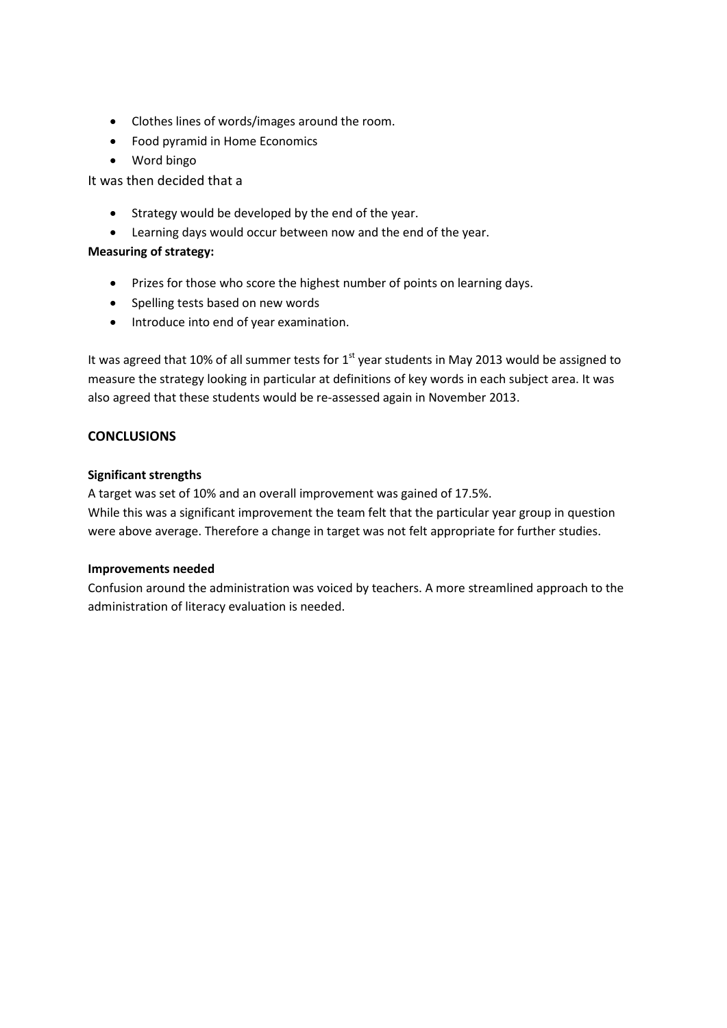- Clothes lines of words/images around the room.
- Food pyramid in Home Economics
- Word bingo

It was then decided that a

- Strategy would be developed by the end of the year.
- Learning days would occur between now and the end of the year.

**Measuring of strategy:**

- Prizes for those who score the highest number of points on learning days.
- Spelling tests based on new words
- Introduce into end of year examination.

It was agreed that 10% of all summer tests for 1st year students in May 2013 would be assigned to measure the strategy looking in particular at definitions of key words in each subject area. It was also agreed that these students would be re-assessed again in November 2013.

## CONCLUSIONS

**Significant strengths**

A target was set of 10% and an overall improvement was gained of 17.5%.
While this was a significant improvement the team felt that the particular year group in question were above average. Therefore a change in target was not felt appropriate for further studies.

**Improvements needed**

Confusion around the administration was voiced by teachers. A more streamlined approach to the administration of literacy evaluation is needed.